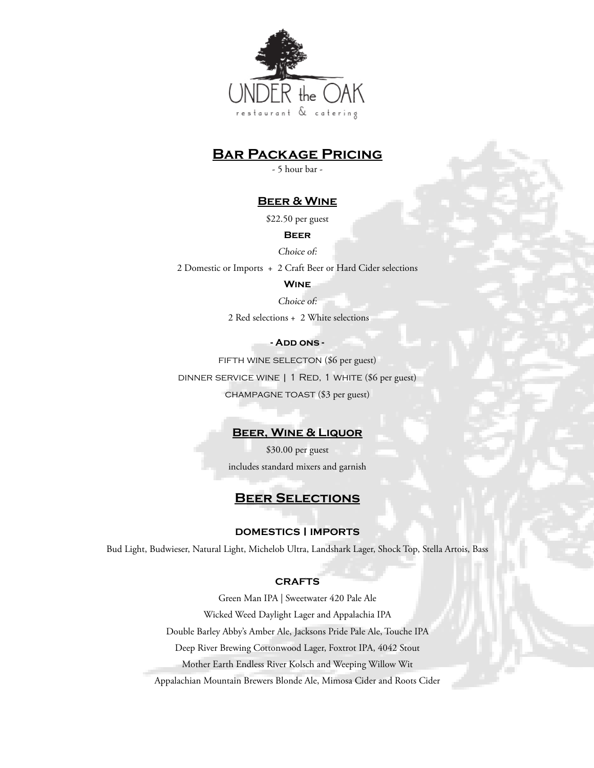UNDER the OAK

restaurant & catering

# Bar Package Pricing

- 5 hour bar -

## Beer & Wine

$22.50 per guest

### Beer

*Choice of:*

2 Domestic or Imports + 2 Craft Beer or Hard Cider selections

### Wine

*Choice of:*

2 Red selections + 2 White selections

### - Add ons -

FIFTH WINE SELECTON ($6 per guest)

DINNER SERVICE WINE | 1 RED, 1 WHITE ($6 per guest)

CHAMPAGNE TOAST ($3 per guest)

## Beer, Wine & Liquor

$30.00 per guest

includes standard mixers and garnish

# Beer Selections

### DOMESTICS | IMPORTS

Bud Light, Budwieser, Natural Light, Michelob Ultra, Landshark Lager, Shock Top, Stella Artois, Bass

### CRAFTS

Green Man IPA | Sweetwater 420 Pale Ale

Wicked Weed Daylight Lager and Appalachia IPA

Double Barley Abby's Amber Ale, Jacksons Pride Pale Ale, Touche IPA

Deep River Brewing Cottonwood Lager, Foxtrot IPA, 4042 Stout

Mother Earth Endless River Kolsch and Weeping Willow Wit

Appalachian Mountain Brewers Blonde Ale, Mimosa Cider and Roots Cider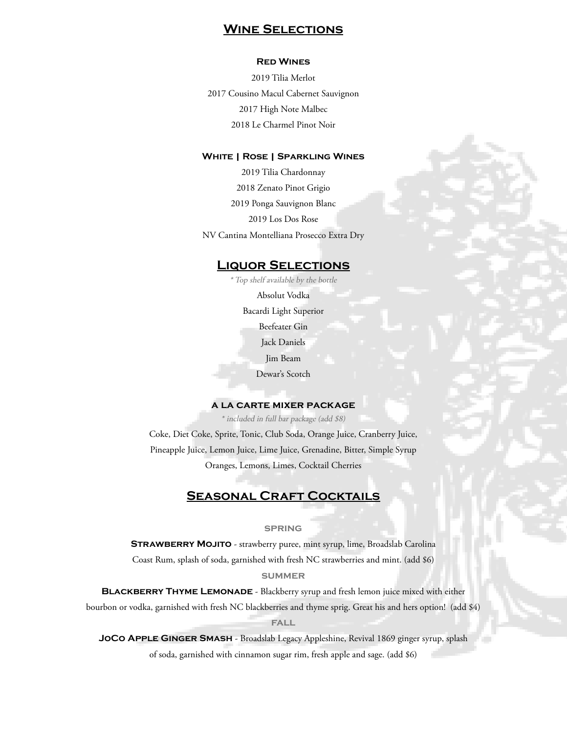## Wine Selections

### Red Wines

2019 Tilia Merlot

2017 Cousino Macul Cabernet Sauvignon

2017 High Note Malbec

2018 Le Charmel Pinot Noir

### White | Rose | Sparkling Wines

2019 Tilia Chardonnay

2018 Zenato Pinot Grigio

2019 Ponga Sauvignon Blanc

2019 Los Dos Rose

NV Cantina Montelliana Prosecco Extra Dry

## Liquor Selections

*\* Top shelf available by the bottle*

Absolut Vodka

Bacardi Light Superior

Beefeater Gin

Jack Daniels

Jim Beam

Dewar's Scotch

### a la carte mixer package

*\* included in full bar package (add $8)*

Coke, Diet Coke, Sprite, Tonic, Club Soda, Orange Juice, Cranberry Juice, Pineapple Juice, Lemon Juice, Lime Juice, Grenadine, Bitter, Simple Syrup Oranges, Lemons, Limes, Cocktail Cherries

## Seasonal Craft Cocktails

#### spring

**Strawberry Mojito** - strawberry puree, mint syrup, lime, Broadslab Carolina Coast Rum, splash of soda, garnished with fresh NC strawberries and mint. (add $6)

#### summer

**Blackberry Thyme Lemonade** - Blackberry syrup and fresh lemon juice mixed with either bourbon or vodka, garnished with fresh NC blackberries and thyme sprig. Great his and hers option! (add $4)

#### fall

**JoCo Apple Ginger Smash** - Broadslab Legacy Appleshine, Revival 1869 ginger syrup, splash of soda, garnished with cinnamon sugar rim, fresh apple and sage. (add $6)